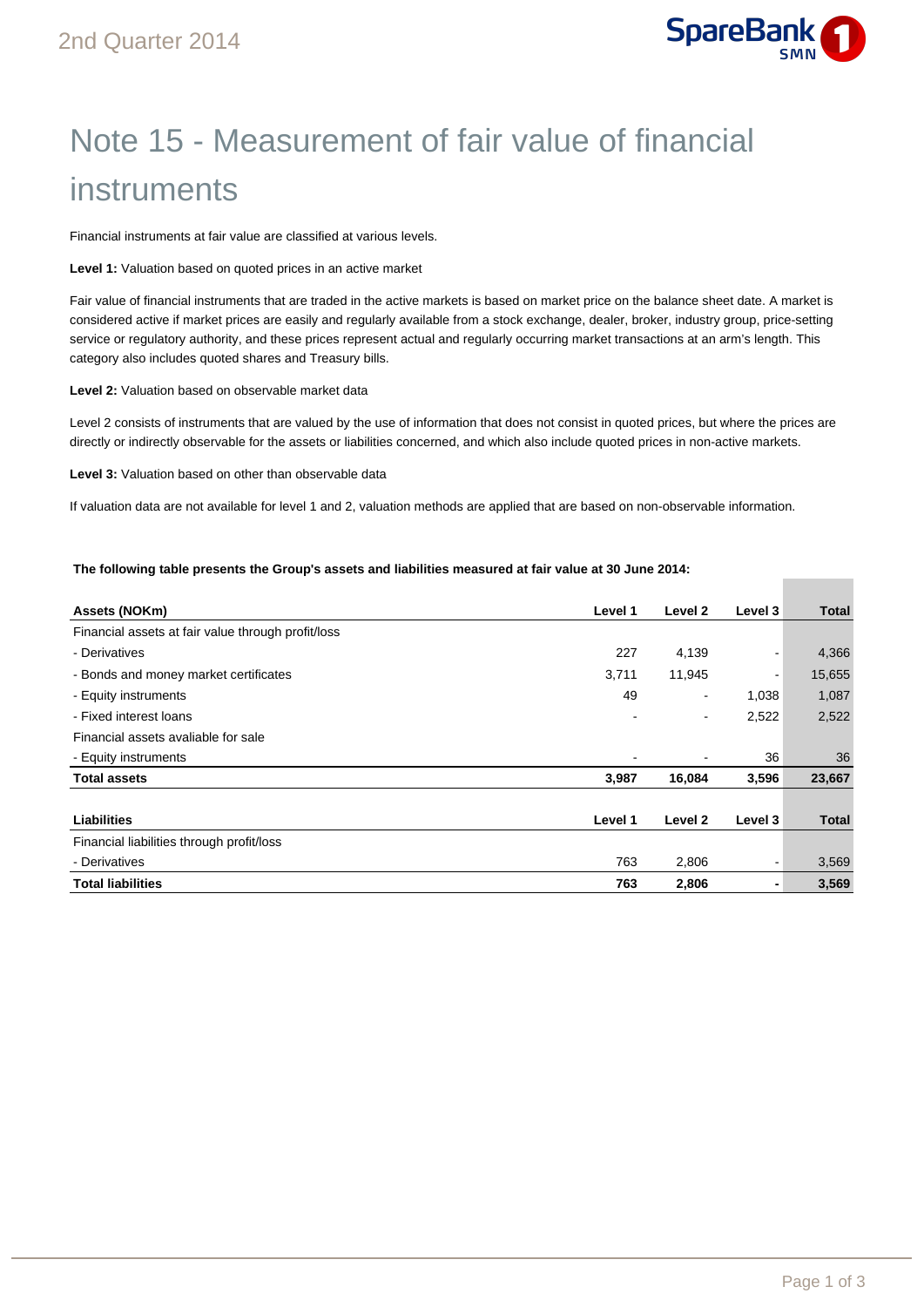# Note 15 - Measurement of fair value of financial instruments

Financial instruments at fair value are classified at various levels.

**Level 1:** Valuation based on quoted prices in an active market

Fair value of financial instruments that are traded in the active markets is based on market price on the balance sheet date. A market is considered active if market prices are easily and regularly available from a stock exchange, dealer, broker, industry group, price-setting service or regulatory authority, and these prices represent actual and regularly occurring market transactions at an arm's length. This category also includes quoted shares and Treasury bills.

**Level 2:** Valuation based on observable market data

Level 2 consists of instruments that are valued by the use of information that does not consist in quoted prices, but where the prices are directly or indirectly observable for the assets or liabilities concerned, and which also include quoted prices in non-active markets.

**Level 3:** Valuation based on other than observable data

If valuation data are not available for level 1 and 2, valuation methods are applied that are based on non-observable information.

**The following table presents the Group's assets and liabilities measured at fair value at 30 June 2014:**

| Assets (NOKm) | Level 1 | Level 2 | Level 3 | Total |
|---|---|---|---|---|
| Financial assets at fair value through profit/loss | | | | |
| - Derivatives | 227 | 4,139 | - | 4,366 |
| - Bonds and money market certificates | 3,711 | 11,945 | - | 15,655 |
| - Equity instruments | 49 | - | 1,038 | 1,087 |
| - Fixed interest loans | - | - | 2,522 | 2,522 |
| Financial assets avaliable for sale | | | | |
| - Equity instruments | - | - | 36 | 36 |
| **Total assets** | **3,987** | **16,084** | **3,596** | **23,667** |

| Liabilities | Level 1 | Level 2 | Level 3 | Total |
|---|---|---|---|---|
| Financial liabilities through profit/loss | | | | |
| - Derivatives | 763 | 2,806 | - | 3,569 |
| **Total liabilities** | **763** | **2,806** | **-** | **3,569** |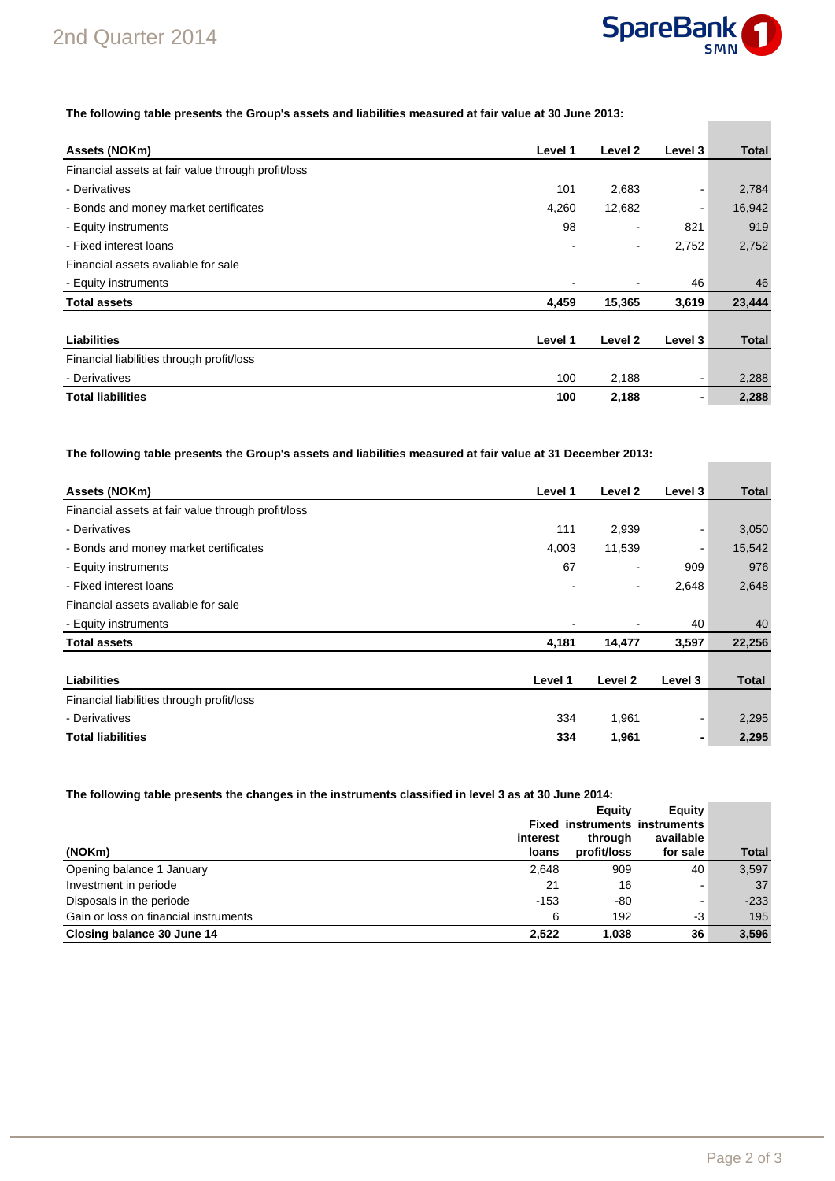**The following table presents the Group's assets and liabilities measured at fair value at 30 June 2013:**

| Assets (NOKm) | Level 1 | Level 2 | Level 3 | Total |
|---|---|---|---|---|
| Financial assets at fair value through profit/loss | | | | |
| - Derivatives | 101 | 2,683 | - | 2,784 |
| - Bonds and money market certificates | 4,260 | 12,682 | - | 16,942 |
| - Equity instruments | 98 | - | 821 | 919 |
| - Fixed interest loans | - | - | 2,752 | 2,752 |
| Financial assets avaliable for sale | | | | |
| - Equity instruments | - | - | 46 | 46 |
| **Total assets** | **4,459** | **15,365** | **3,619** | **23,444** |

| Liabilities | Level 1 | Level 2 | Level 3 | Total |
|---|---|---|---|---|
| Financial liabilities through profit/loss | | | | |
| - Derivatives | 100 | 2,188 | - | 2,288 |
| **Total liabilities** | **100** | **2,188** | **-** | **2,288** |

**The following table presents the Group's assets and liabilities measured at fair value at 31 December 2013:**

| Assets (NOKm) | Level 1 | Level 2 | Level 3 | Total |
|---|---|---|---|---|
| Financial assets at fair value through profit/loss | | | | |
| - Derivatives | 111 | 2,939 | - | 3,050 |
| - Bonds and money market certificates | 4,003 | 11,539 | - | 15,542 |
| - Equity instruments | 67 | - | 909 | 976 |
| - Fixed interest loans | - | - | 2,648 | 2,648 |
| Financial assets avaliable for sale | | | | |
| - Equity instruments | - | - | 40 | 40 |
| **Total assets** | **4,181** | **14,477** | **3,597** | **22,256** |

| Liabilities | Level 1 | Level 2 | Level 3 | Total |
|---|---|---|---|---|
| Financial liabilities through profit/loss | | | | |
| - Derivatives | 334 | 1,961 | - | 2,295 |
| **Total liabilities** | **334** | **1,961** | **-** | **2,295** |

**The following table presents the changes in the instruments classified in level 3 as at 30 June 2014:**

| (NOKm) | Fixed interest loans | Equity instruments through profit/loss | Equity instruments available for sale | Total |
|---|---|---|---|---|
| Opening balance 1 January | 2,648 | 909 | 40 | 3,597 |
| Investment in periode | 21 | 16 | - | 37 |
| Disposals in the periode | -153 | -80 | - | -233 |
| Gain or loss on financial instruments | 6 | 192 | -3 | 195 |
| **Closing balance 30 June 14** | **2,522** | **1,038** | **36** | **3,596** |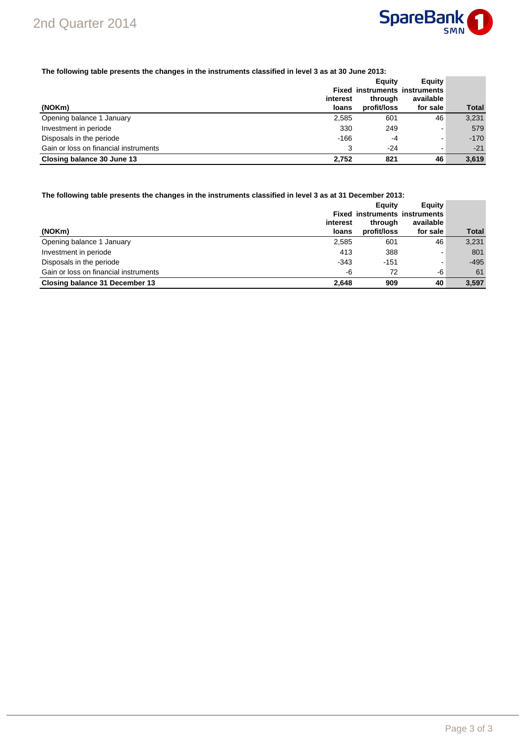**The following table presents the changes in the instruments classified in level 3 as at 30 June 2013:**

| (NOKm) | Fixed interest loans | Equity instruments through profit/loss | Equity instruments available for sale | Total |
|---|---|---|---|---|
| Opening balance 1 January | 2,585 | 601 | 46 | 3,231 |
| Investment in periode | 330 | 249 | - | 579 |
| Disposals in the periode | -166 | -4 | - | -170 |
| Gain or loss on financial instruments | 3 | -24 | - | -21 |
| **Closing balance 30 June 13** | **2,752** | **821** | **46** | **3,619** |

**The following table presents the changes in the instruments classified in level 3 as at 31 December 2013:**

| (NOKm) | Fixed interest loans | Equity instruments through profit/loss | Equity instruments available for sale | Total |
|---|---|---|---|---|
| Opening balance 1 January | 2,585 | 601 | 46 | 3,231 |
| Investment in periode | 413 | 388 | - | 801 |
| Disposals in the periode | -343 | -151 | - | -495 |
| Gain or loss on financial instruments | -6 | 72 | -6 | 61 |
| **Closing balance 31 December 13** | **2,648** | **909** | **40** | **3,597** |